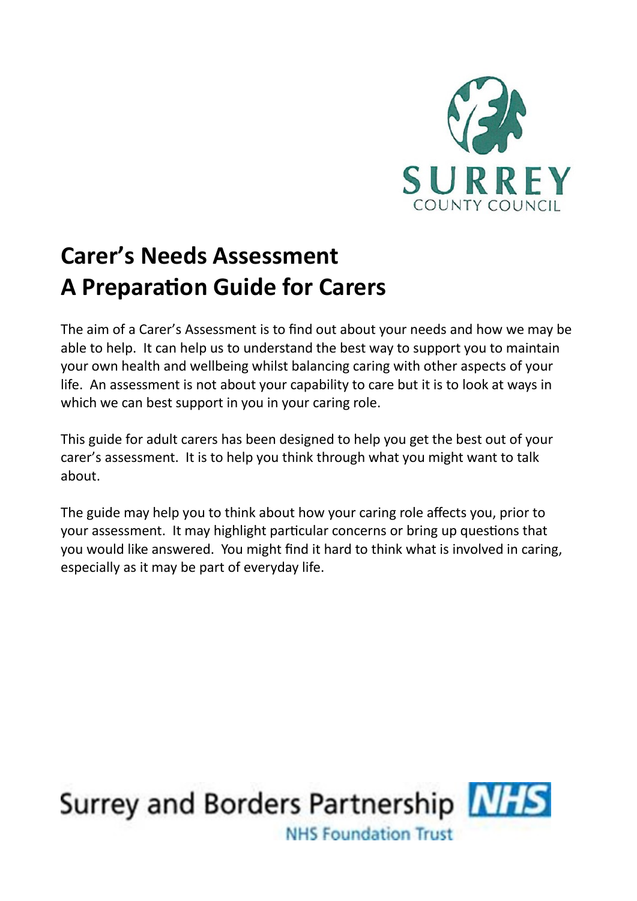SURREY
COUNTY COUNCIL

# Carer's Needs Assessment
# A Preparation Guide for Carers

The aim of a Carer's Assessment is to find out about your needs and how we may be able to help. It can help us to understand the best way to support you to maintain your own health and wellbeing whilst balancing caring with other aspects of your life. An assessment is not about your capability to care but it is to look at ways in which we can best support in you in your caring role.

This guide for adult carers has been designed to help you get the best out of your carer's assessment. It is to help you think through what you might want to talk about.

The guide may help you to think about how your caring role affects you, prior to your assessment. It may highlight particular concerns or bring up questions that you would like answered. You might find it hard to think what is involved in caring, especially as it may be part of everyday life.

Surrey and Borders Partnership NHS
NHS Foundation Trust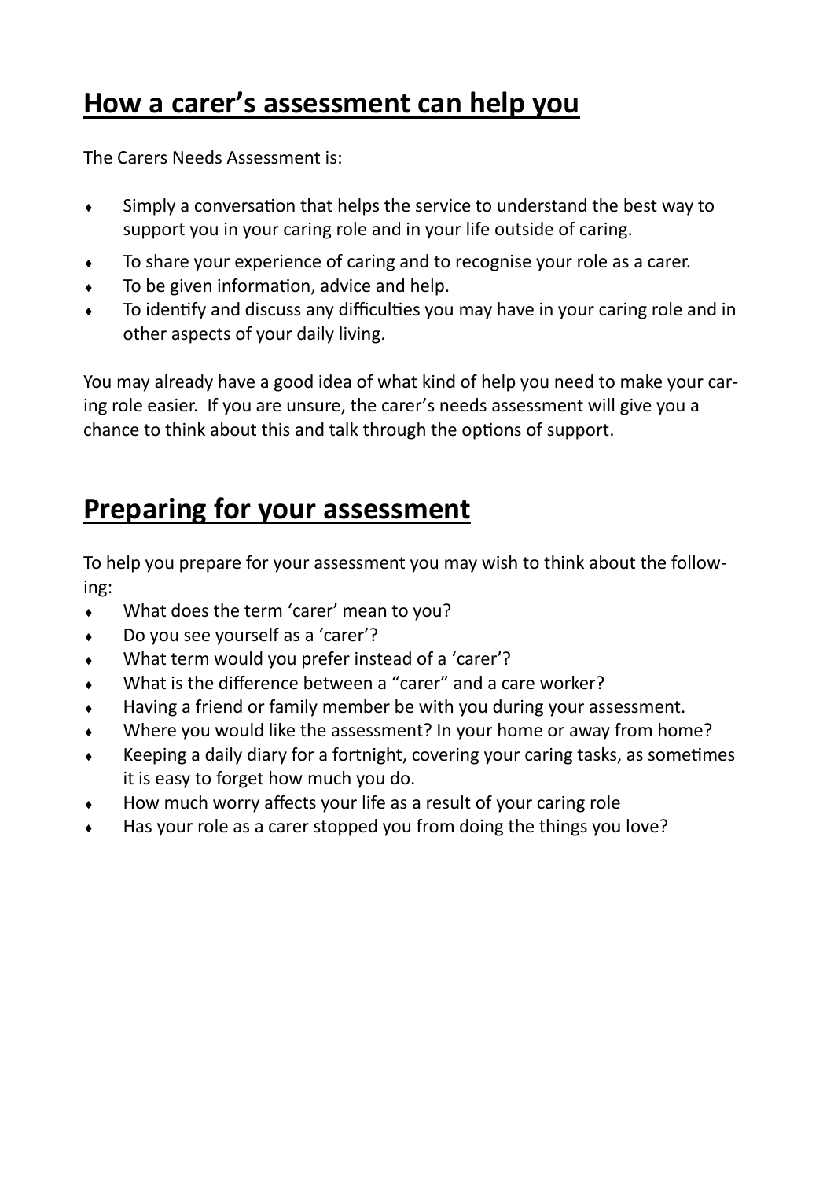## How a carer's assessment can help you

The Carers Needs Assessment is:

- Simply a conversation that helps the service to understand the best way to support you in your caring role and in your life outside of caring.
- To share your experience of caring and to recognise your role as a carer.
- To be given information, advice and help.
- To identify and discuss any difficulties you may have in your caring role and in other aspects of your daily living.

You may already have a good idea of what kind of help you need to make your caring role easier. If you are unsure, the carer's needs assessment will give you a chance to think about this and talk through the options of support.

## Preparing for your assessment

To help you prepare for your assessment you may wish to think about the following:

- What does the term 'carer' mean to you?
- Do you see yourself as a 'carer'?
- What term would you prefer instead of a 'carer'?
- What is the difference between a "carer" and a care worker?
- Having a friend or family member be with you during your assessment.
- Where you would like the assessment? In your home or away from home?
- Keeping a daily diary for a fortnight, covering your caring tasks, as sometimes it is easy to forget how much you do.
- How much worry affects your life as a result of your caring role
- Has your role as a carer stopped you from doing the things you love?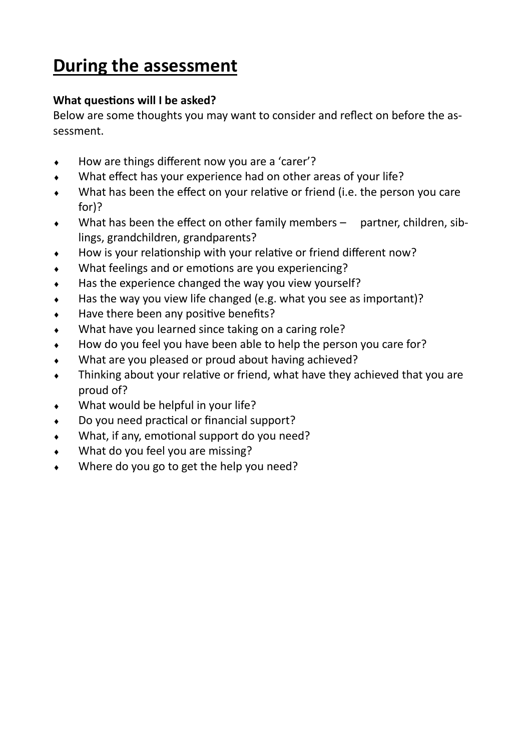# During the assessment

**What questions will I be asked?**

Below are some thoughts you may want to consider and reflect on before the assessment.

- How are things different now you are a 'carer'?
- What effect has your experience had on other areas of your life?
- What has been the effect on your relative or friend (i.e. the person you care for)?
- What has been the effect on other family members – partner, children, siblings, grandchildren, grandparents?
- How is your relationship with your relative or friend different now?
- What feelings and or emotions are you experiencing?
- Has the experience changed the way you view yourself?
- Has the way you view life changed (e.g. what you see as important)?
- Have there been any positive benefits?
- What have you learned since taking on a caring role?
- How do you feel you have been able to help the person you care for?
- What are you pleased or proud about having achieved?
- Thinking about your relative or friend, what have they achieved that you are proud of?
- What would be helpful in your life?
- Do you need practical or financial support?
- What, if any, emotional support do you need?
- What do you feel you are missing?
- Where do you go to get the help you need?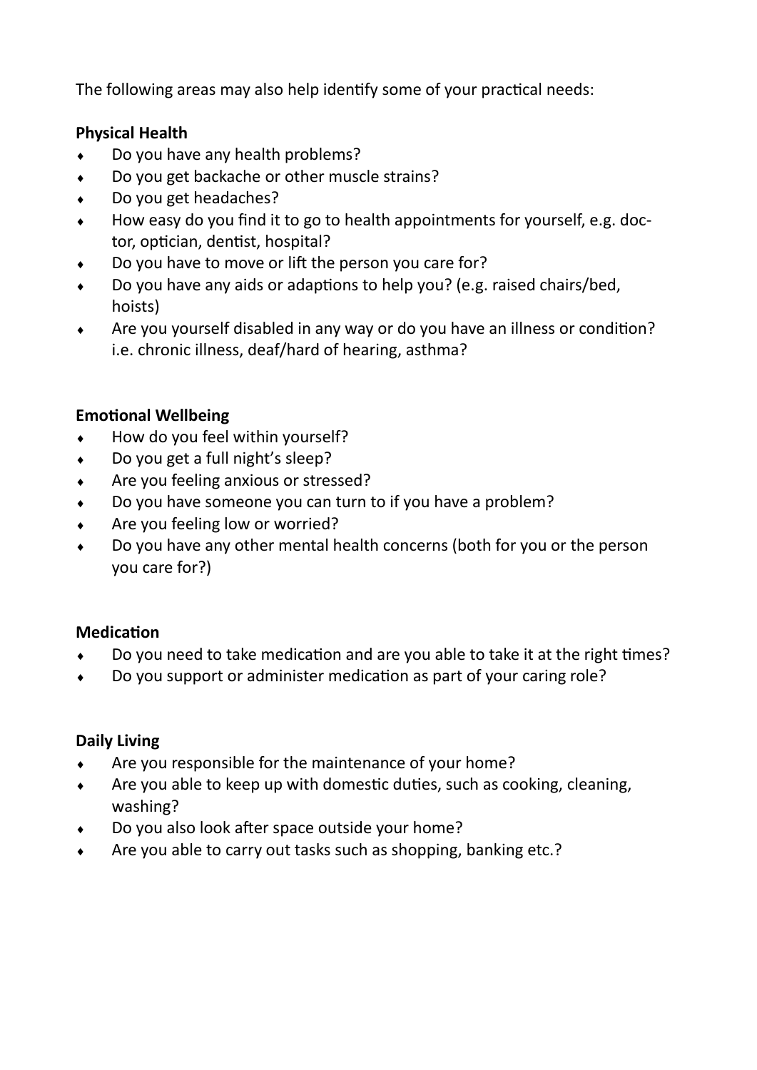The following areas may also help identify some of your practical needs:

**Physical Health**

- Do you have any health problems?
- Do you get backache or other muscle strains?
- Do you get headaches?
- How easy do you find it to go to health appointments for yourself, e.g. doctor, optician, dentist, hospital?
- Do you have to move or lift the person you care for?
- Do you have any aids or adaptions to help you? (e.g. raised chairs/bed, hoists)
- Are you yourself disabled in any way or do you have an illness or condition? i.e. chronic illness, deaf/hard of hearing, asthma?

**Emotional Wellbeing**

- How do you feel within yourself?
- Do you get a full night's sleep?
- Are you feeling anxious or stressed?
- Do you have someone you can turn to if you have a problem?
- Are you feeling low or worried?
- Do you have any other mental health concerns (both for you or the person you care for?)

**Medication**

- Do you need to take medication and are you able to take it at the right times?
- Do you support or administer medication as part of your caring role?

**Daily Living**

- Are you responsible for the maintenance of your home?
- Are you able to keep up with domestic duties, such as cooking, cleaning, washing?
- Do you also look after space outside your home?
- Are you able to carry out tasks such as shopping, banking etc.?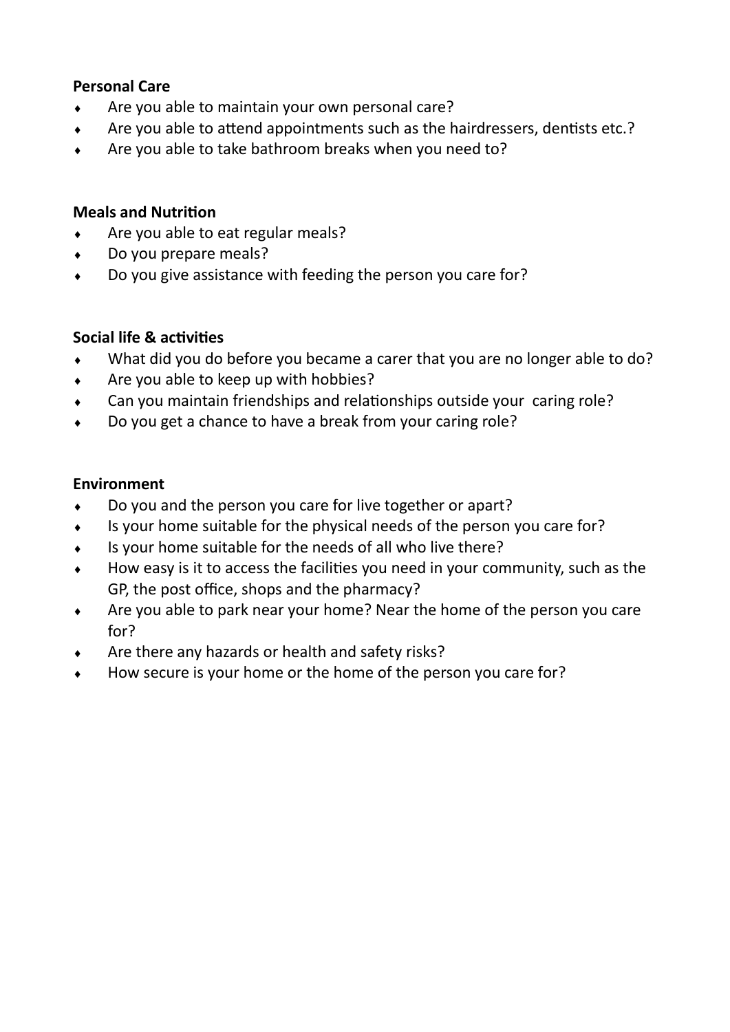**Personal Care**

- Are you able to maintain your own personal care?
- Are you able to attend appointments such as the hairdressers, dentists etc.?
- Are you able to take bathroom breaks when you need to?

**Meals and Nutrition**

- Are you able to eat regular meals?
- Do you prepare meals?
- Do you give assistance with feeding the person you care for?

**Social life & activities**

- What did you do before you became a carer that you are no longer able to do?
- Are you able to keep up with hobbies?
- Can you maintain friendships and relationships outside your caring role?
- Do you get a chance to have a break from your caring role?

**Environment**

- Do you and the person you care for live together or apart?
- Is your home suitable for the physical needs of the person you care for?
- Is your home suitable for the needs of all who live there?
- How easy is it to access the facilities you need in your community, such as the GP, the post office, shops and the pharmacy?
- Are you able to park near your home? Near the home of the person you care for?
- Are there any hazards or health and safety risks?
- How secure is your home or the home of the person you care for?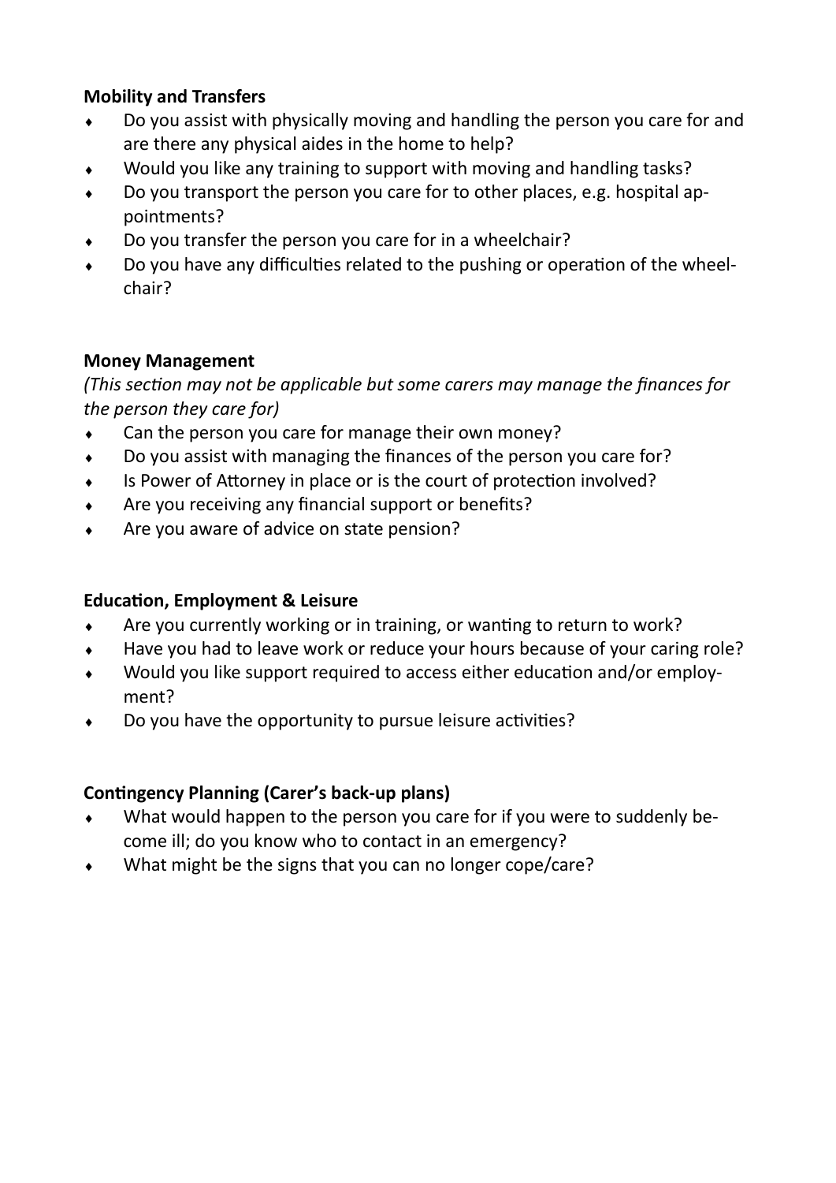**Mobility and Transfers**

- Do you assist with physically moving and handling the person you care for and are there any physical aides in the home to help?
- Would you like any training to support with moving and handling tasks?
- Do you transport the person you care for to other places, e.g. hospital appointments?
- Do you transfer the person you care for in a wheelchair?
- Do you have any difficulties related to the pushing or operation of the wheelchair?

**Money Management**

*(This section may not be applicable but some carers may manage the finances for the person they care for)*

- Can the person you care for manage their own money?
- Do you assist with managing the finances of the person you care for?
- Is Power of Attorney in place or is the court of protection involved?
- Are you receiving any financial support or benefits?
- Are you aware of advice on state pension?

**Education, Employment & Leisure**

- Are you currently working or in training, or wanting to return to work?
- Have you had to leave work or reduce your hours because of your caring role?
- Would you like support required to access either education and/or employment?
- Do you have the opportunity to pursue leisure activities?

**Contingency Planning (Carer's back-up plans)**

- What would happen to the person you care for if you were to suddenly become ill; do you know who to contact in an emergency?
- What might be the signs that you can no longer cope/care?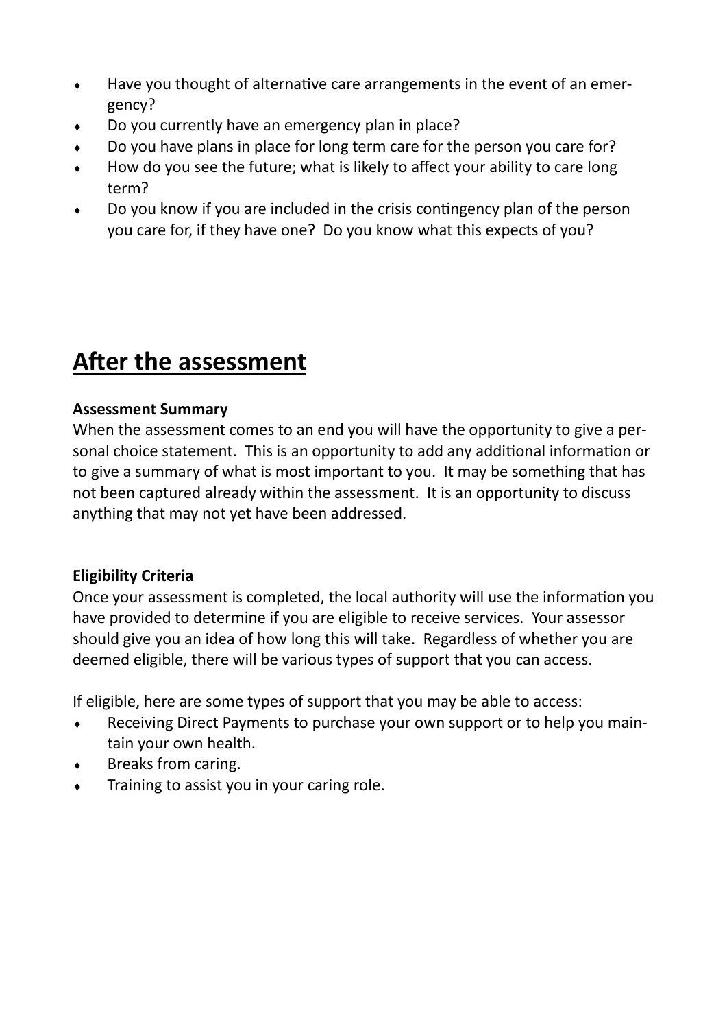- Have you thought of alternative care arrangements in the event of an emergency?
- Do you currently have an emergency plan in place?
- Do you have plans in place for long term care for the person you care for?
- How do you see the future; what is likely to affect your ability to care long term?
- Do you know if you are included in the crisis contingency plan of the person you care for, if they have one? Do you know what this expects of you?

## After the assessment

**Assessment Summary**

When the assessment comes to an end you will have the opportunity to give a personal choice statement. This is an opportunity to add any additional information or to give a summary of what is most important to you. It may be something that has not been captured already within the assessment. It is an opportunity to discuss anything that may not yet have been addressed.

**Eligibility Criteria**

Once your assessment is completed, the local authority will use the information you have provided to determine if you are eligible to receive services. Your assessor should give you an idea of how long this will take. Regardless of whether you are deemed eligible, there will be various types of support that you can access.

If eligible, here are some types of support that you may be able to access:

- Receiving Direct Payments to purchase your own support or to help you maintain your own health.
- Breaks from caring.
- Training to assist you in your caring role.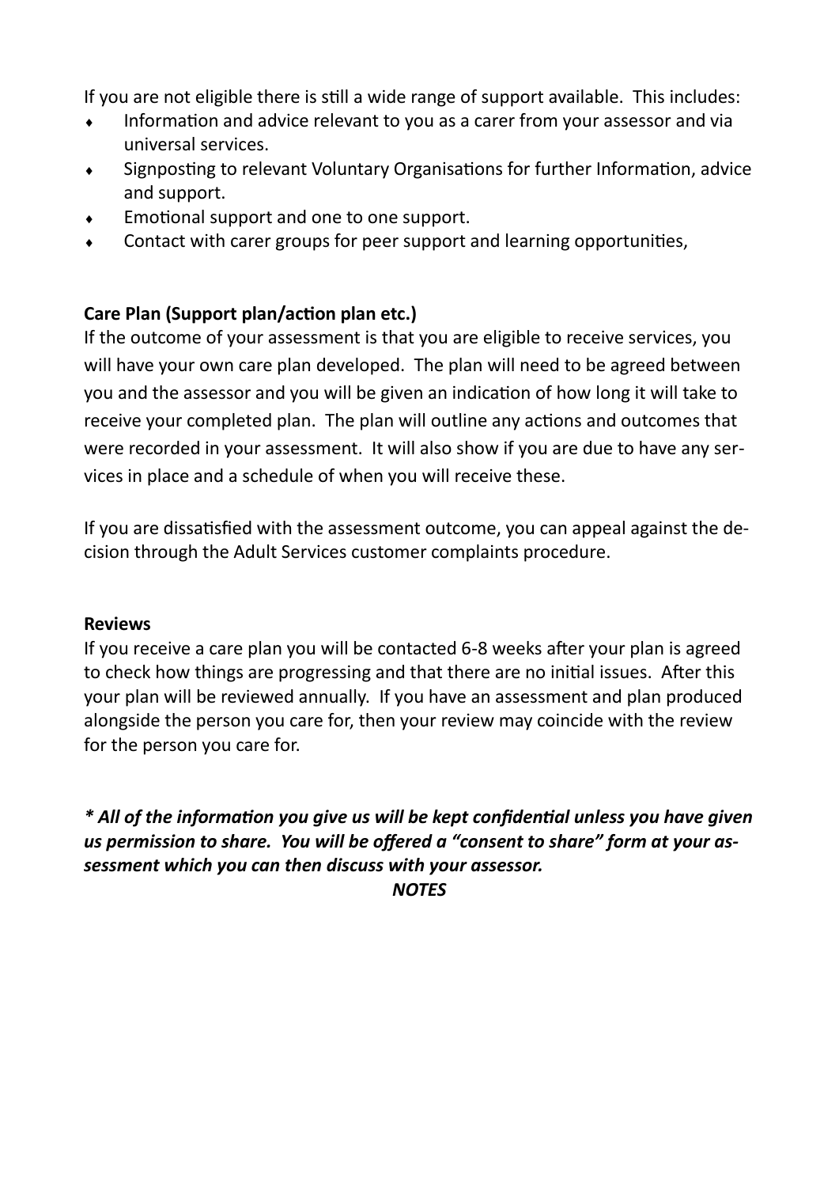If you are not eligible there is still a wide range of support available. This includes:

- Information and advice relevant to you as a carer from your assessor and via universal services.
- Signposting to relevant Voluntary Organisations for further Information, advice and support.
- Emotional support and one to one support.
- Contact with carer groups for peer support and learning opportunities,

**Care Plan (Support plan/action plan etc.)**

If the outcome of your assessment is that you are eligible to receive services, you will have your own care plan developed. The plan will need to be agreed between you and the assessor and you will be given an indication of how long it will take to receive your completed plan. The plan will outline any actions and outcomes that were recorded in your assessment. It will also show if you are due to have any services in place and a schedule of when you will receive these.

If you are dissatisfied with the assessment outcome, you can appeal against the decision through the Adult Services customer complaints procedure.

**Reviews**

If you receive a care plan you will be contacted 6-8 weeks after your plan is agreed to check how things are progressing and that there are no initial issues. After this your plan will be reviewed annually. If you have an assessment and plan produced alongside the person you care for, then your review may coincide with the review for the person you care for.

***\* All of the information you give us will be kept confidential unless you have given us permission to share. You will be offered a "consent to share" form at your assessment which you can then discuss with your assessor.***

***NOTES***